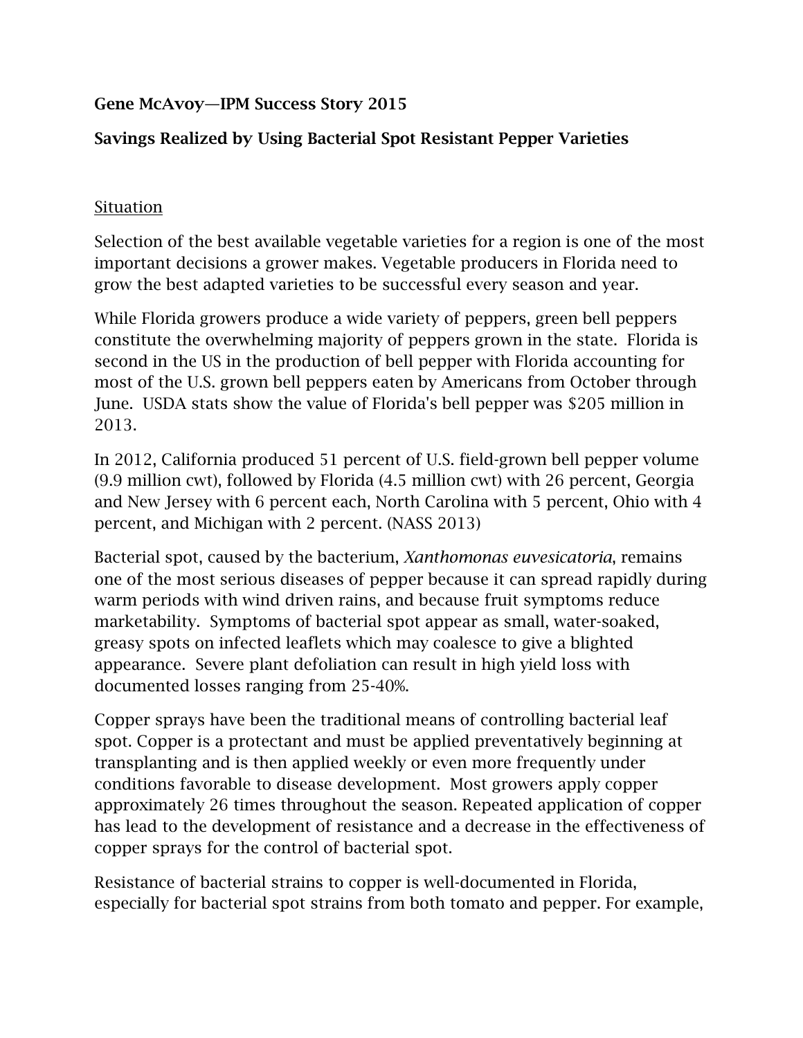**Gene McAvoy—IPM Success Story 2015**

**Savings Realized by Using Bacterial Spot Resistant Pepper Varieties**

## Situation

Selection of the best available vegetable varieties for a region is one of the most important decisions a grower makes. Vegetable producers in Florida need to grow the best adapted varieties to be successful every season and year.

While Florida growers produce a wide variety of peppers, green bell peppers constitute the overwhelming majority of peppers grown in the state. Florida is second in the US in the production of bell pepper with Florida accounting for most of the U.S. grown bell peppers eaten by Americans from October through June. USDA stats show the value of Florida's bell pepper was $205 million in 2013.

In 2012, California produced 51 percent of U.S. field-grown bell pepper volume (9.9 million cwt), followed by Florida (4.5 million cwt) with 26 percent, Georgia and New Jersey with 6 percent each, North Carolina with 5 percent, Ohio with 4 percent, and Michigan with 2 percent. (NASS 2013)

Bacterial spot, caused by the bacterium, *Xanthomonas euvesicatoria*, remains one of the most serious diseases of pepper because it can spread rapidly during warm periods with wind driven rains, and because fruit symptoms reduce marketability. Symptoms of bacterial spot appear as small, water-soaked, greasy spots on infected leaflets which may coalesce to give a blighted appearance. Severe plant defoliation can result in high yield loss with documented losses ranging from 25-40%.

Copper sprays have been the traditional means of controlling bacterial leaf spot. Copper is a protectant and must be applied preventatively beginning at transplanting and is then applied weekly or even more frequently under conditions favorable to disease development. Most growers apply copper approximately 26 times throughout the season. Repeated application of copper has lead to the development of resistance and a decrease in the effectiveness of copper sprays for the control of bacterial spot.

Resistance of bacterial strains to copper is well-documented in Florida, especially for bacterial spot strains from both tomato and pepper. For example,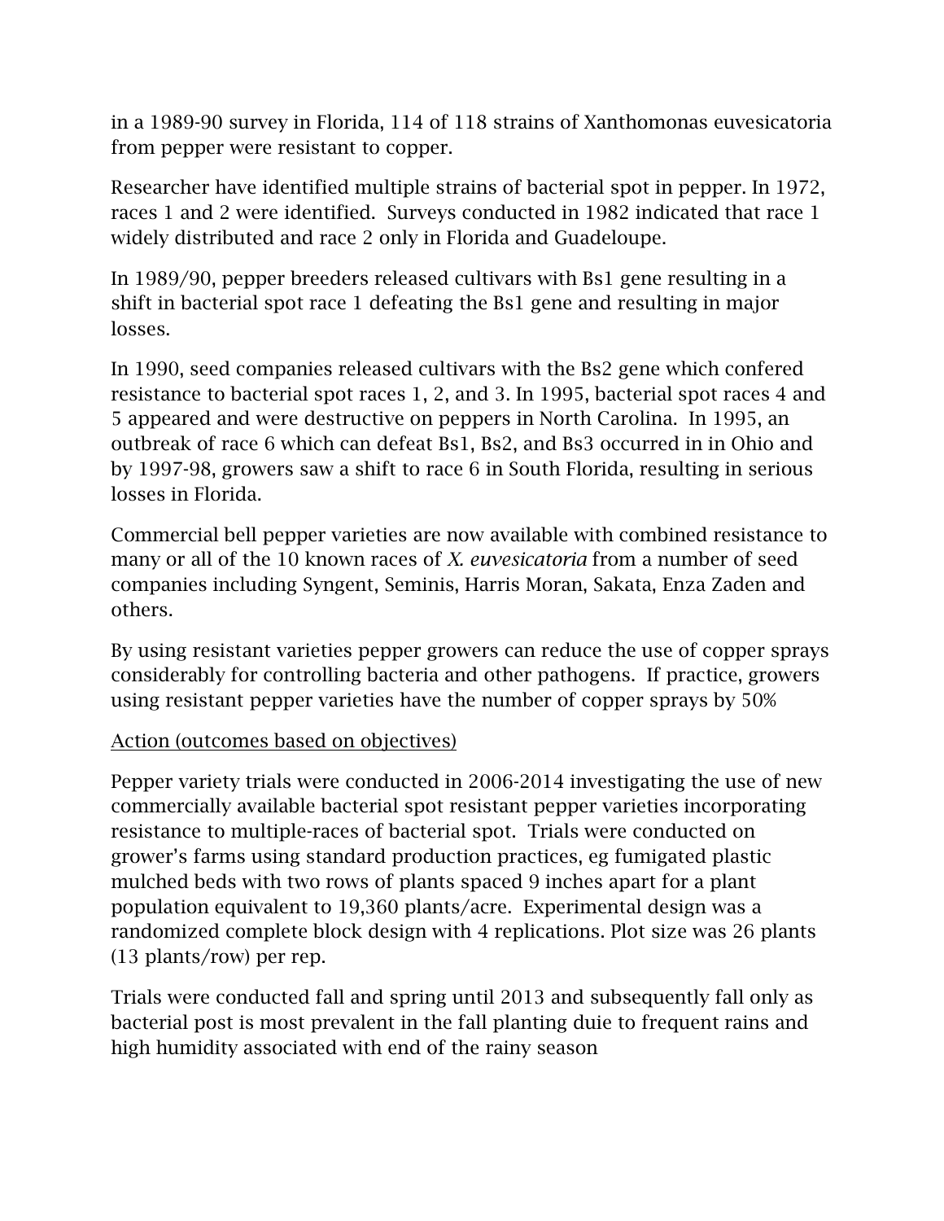in a 1989-90 survey in Florida, 114 of 118 strains of Xanthomonas euvesicatoria from pepper were resistant to copper.

Researcher have identified multiple strains of bacterial spot in pepper. In 1972, races 1 and 2 were identified. Surveys conducted in 1982 indicated that race 1 widely distributed and race 2 only in Florida and Guadeloupe.

In 1989/90, pepper breeders released cultivars with Bs1 gene resulting in a shift in bacterial spot race 1 defeating the Bs1 gene and resulting in major losses.

In 1990, seed companies released cultivars with the Bs2 gene which confered resistance to bacterial spot races 1, 2, and 3. In 1995, bacterial spot races 4 and 5 appeared and were destructive on peppers in North Carolina. In 1995, an outbreak of race 6 which can defeat Bs1, Bs2, and Bs3 occurred in in Ohio and by 1997-98, growers saw a shift to race 6 in South Florida, resulting in serious losses in Florida.

Commercial bell pepper varieties are now available with combined resistance to many or all of the 10 known races of *X. euvesicatoria* from a number of seed companies including Syngent, Seminis, Harris Moran, Sakata, Enza Zaden and others.

By using resistant varieties pepper growers can reduce the use of copper sprays considerably for controlling bacteria and other pathogens. If practice, growers using resistant pepper varieties have the number of copper sprays by 50%

<u>Action (outcomes based on objectives)</u>

Pepper variety trials were conducted in 2006-2014 investigating the use of new commercially available bacterial spot resistant pepper varieties incorporating resistance to multiple-races of bacterial spot. Trials were conducted on grower's farms using standard production practices, eg fumigated plastic mulched beds with two rows of plants spaced 9 inches apart for a plant population equivalent to 19,360 plants/acre. Experimental design was a randomized complete block design with 4 replications. Plot size was 26 plants (13 plants/row) per rep.

Trials were conducted fall and spring until 2013 and subsequently fall only as bacterial post is most prevalent in the fall planting duie to frequent rains and high humidity associated with end of the rainy season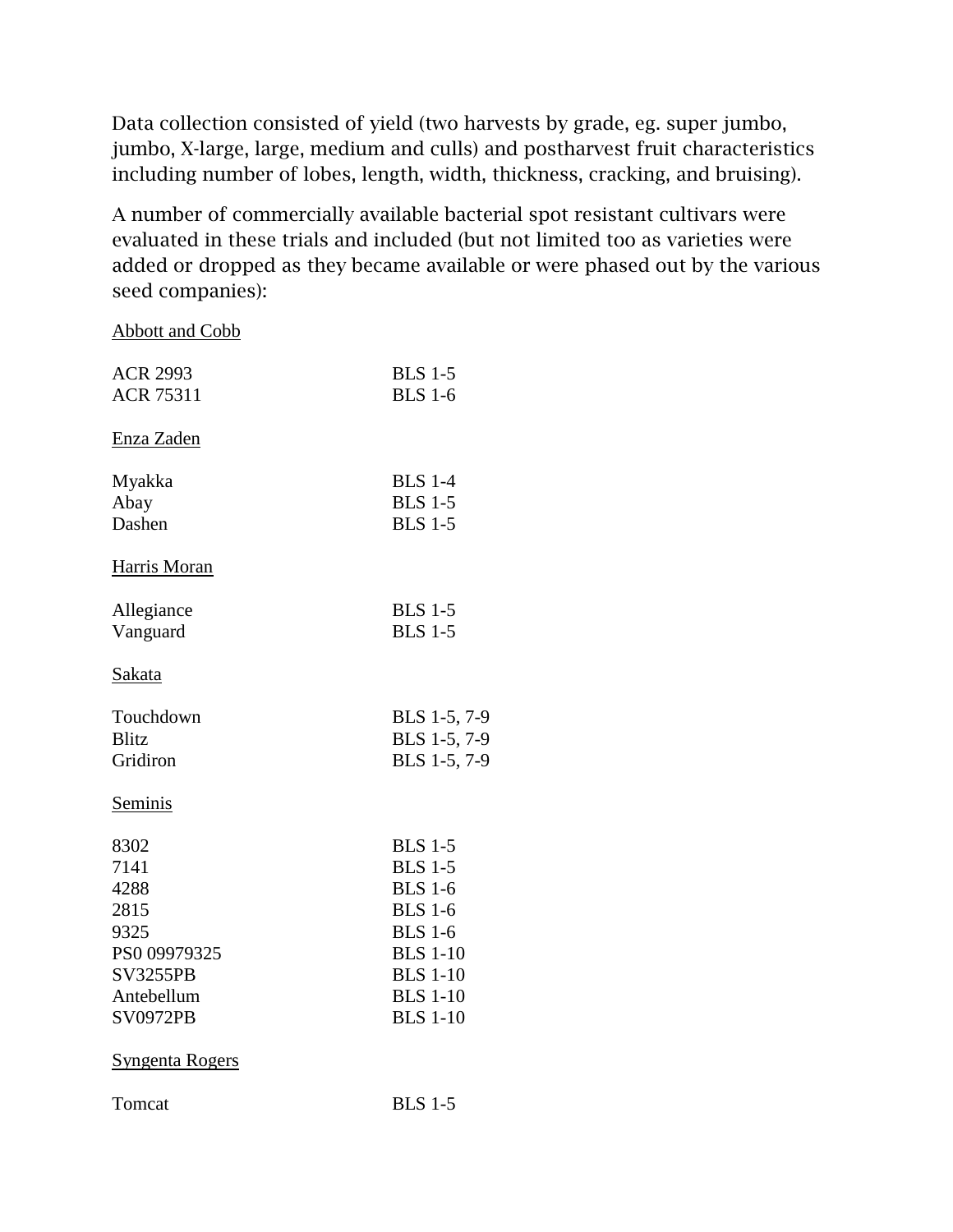Data collection consisted of yield (two harvests by grade, eg. super jumbo, jumbo, X-large, large, medium and culls) and postharvest fruit characteristics including number of lobes, length, width, thickness, cracking, and bruising).

A number of commercially available bacterial spot resistant cultivars were evaluated in these trials and included (but not limited too as varieties were added or dropped as they became available or were phased out by the various seed companies):

<u>Abbott and Cobb</u>

| | |
|---|---|
| ACR 2993 | BLS 1-5 |
| ACR 75311 | BLS 1-6 |

<u>Enza Zaden</u>

| | |
|---|---|
| Myakka | BLS 1-4 |
| Abay | BLS 1-5 |
| Dashen | BLS 1-5 |

<u>Harris Moran</u>

| | |
|---|---|
| Allegiance | BLS 1-5 |
| Vanguard | BLS 1-5 |

<u>Sakata</u>

| | |
|---|---|
| Touchdown | BLS 1-5, 7-9 |
| Blitz | BLS 1-5, 7-9 |
| Gridiron | BLS 1-5, 7-9 |

<u>Seminis</u>

| | |
|---|---|
| 8302 | BLS 1-5 |
| 7141 | BLS 1-5 |
| 4288 | BLS 1-6 |
| 2815 | BLS 1-6 |
| 9325 | BLS 1-6 |
| PS0 09979325 | BLS 1-10 |
| SV3255PB | BLS 1-10 |
| Antebellum | BLS 1-10 |
| SV0972PB | BLS 1-10 |

<u>Syngenta Rogers</u>

| | |
|---|---|
| Tomcat | BLS 1-5 |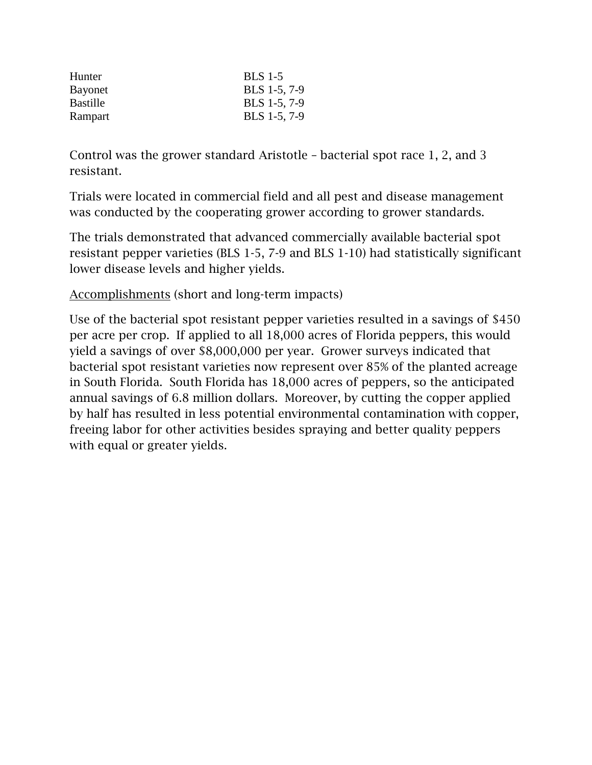| | |
|---|---|
| Hunter | BLS 1-5 |
| Bayonet | BLS 1-5, 7-9 |
| Bastille | BLS 1-5, 7-9 |
| Rampart | BLS 1-5, 7-9 |

Control was the grower standard Aristotle – bacterial spot race 1, 2, and 3 resistant.

Trials were located in commercial field and all pest and disease management was conducted by the cooperating grower according to grower standards.

The trials demonstrated that advanced commercially available bacterial spot resistant pepper varieties (BLS 1-5, 7-9 and BLS 1-10) had statistically significant lower disease levels and higher yields.

Accomplishments (short and long-term impacts)

Use of the bacterial spot resistant pepper varieties resulted in a savings of $450 per acre per crop. If applied to all 18,000 acres of Florida peppers, this would yield a savings of over $8,000,000 per year. Grower surveys indicated that bacterial spot resistant varieties now represent over 85% of the planted acreage in South Florida. South Florida has 18,000 acres of peppers, so the anticipated annual savings of 6.8 million dollars. Moreover, by cutting the copper applied by half has resulted in less potential environmental contamination with copper, freeing labor for other activities besides spraying and better quality peppers with equal or greater yields.